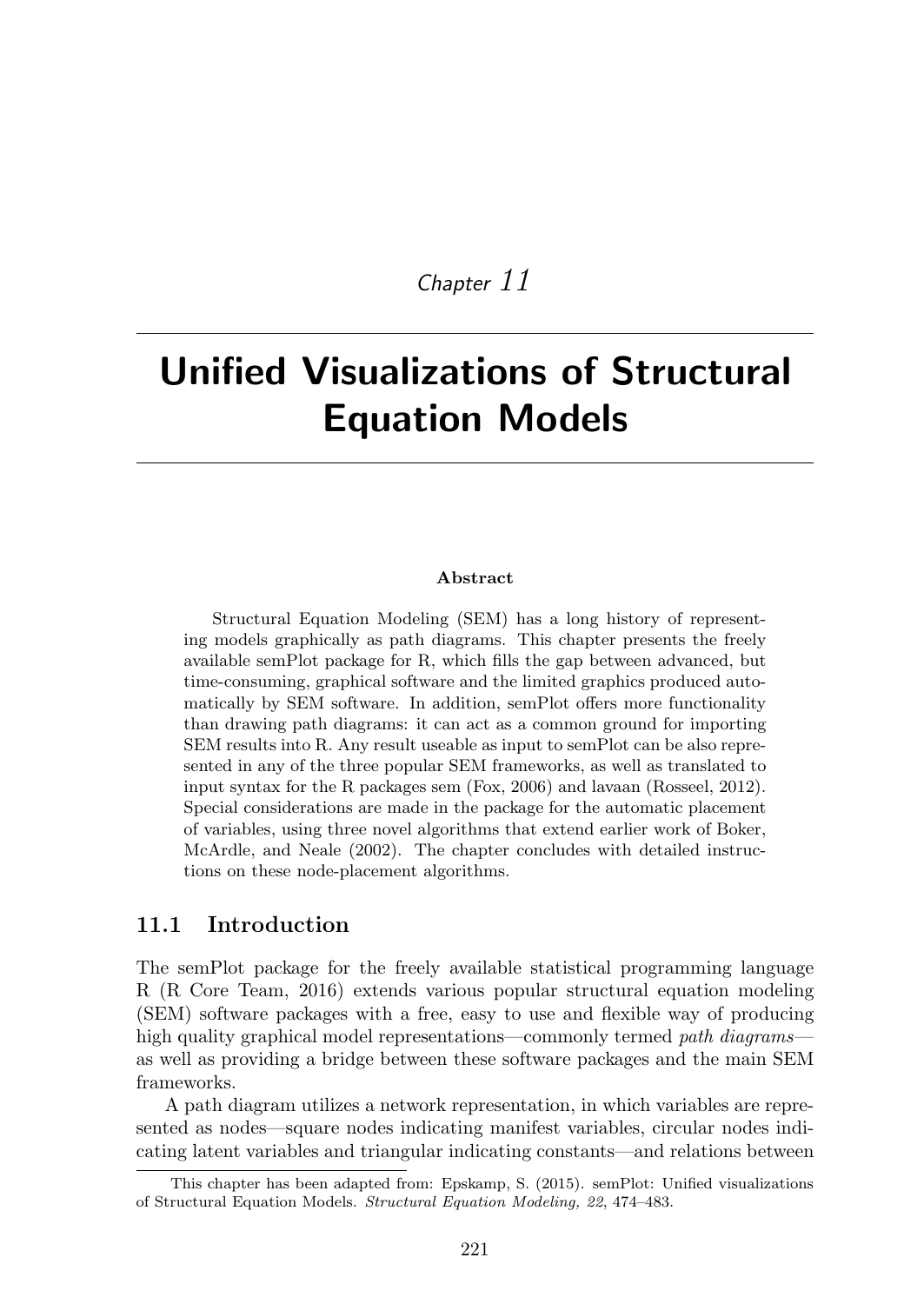*Chapter 11*

# Unified Visualizations of Structural Equation Models

**Abstract**

Structural Equation Modeling (SEM) has a long history of representing models graphically as path diagrams. This chapter presents the freely available semPlot package for R, which fills the gap between advanced, but time-consuming, graphical software and the limited graphics produced automatically by SEM software. In addition, semPlot offers more functionality than drawing path diagrams: it can act as a common ground for importing SEM results into R. Any result useable as input to semPlot can be also represented in any of the three popular SEM frameworks, as well as translated to input syntax for the R packages sem (Fox, 2006) and lavaan (Rosseel, 2012). Special considerations are made in the package for the automatic placement of variables, using three novel algorithms that extend earlier work of Boker, McArdle, and Neale (2002). The chapter concludes with detailed instructions on these node-placement algorithms.

## 11.1 Introduction

The semPlot package for the freely available statistical programming language R (R Core Team, 2016) extends various popular structural equation modeling (SEM) software packages with a free, easy to use and flexible way of producing high quality graphical model representations—commonly termed *path diagrams*—as well as providing a bridge between these software packages and the main SEM frameworks.

A path diagram utilizes a network representation, in which variables are represented as nodes—square nodes indicating manifest variables, circular nodes indicating latent variables and triangular indicating constants—and relations between

---

This chapter has been adapted from: Epskamp, S. (2015). semPlot: Unified visualizations of Structural Equation Models. *Structural Equation Modeling, 22*, 474–483.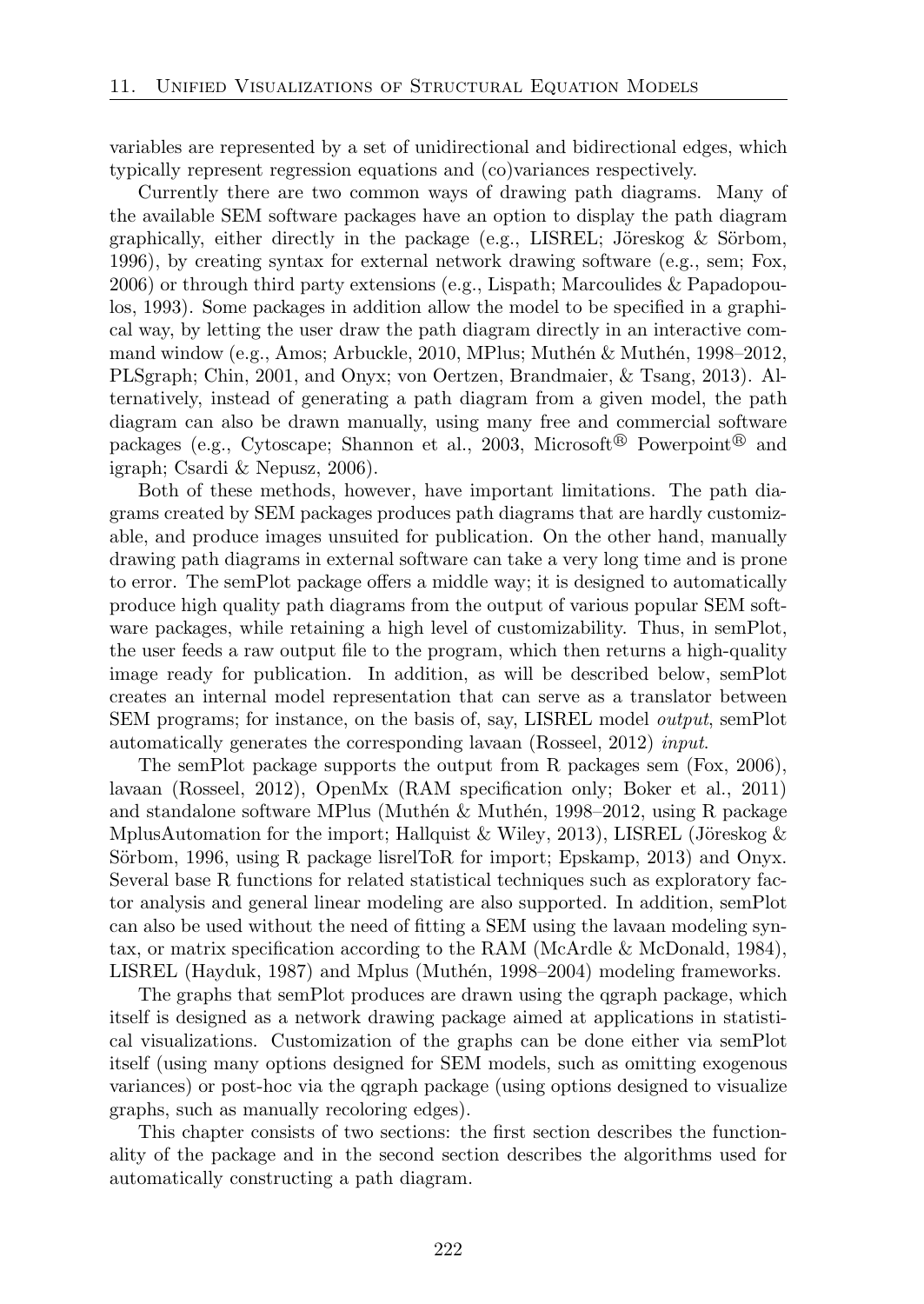variables are represented by a set of unidirectional and bidirectional edges, which typically represent regression equations and (co)variances respectively.

Currently there are two common ways of drawing path diagrams. Many of the available SEM software packages have an option to display the path diagram graphically, either directly in the package (e.g., LISREL; Jöreskog & Sörbom, 1996), by creating syntax for external network drawing software (e.g., sem; Fox, 2006) or through third party extensions (e.g., Lispath; Marcoulides & Papadopoulos, 1993). Some packages in addition allow the model to be specified in a graphical way, by letting the user draw the path diagram directly in an interactive command window (e.g., Amos; Arbuckle, 2010, MPlus; Muthén & Muthén, 1998–2012, PLSgraph; Chin, 2001, and Onyx; von Oertzen, Brandmaier, & Tsang, 2013). Alternatively, instead of generating a path diagram from a given model, the path diagram can also be drawn manually, using many free and commercial software packages (e.g., Cytoscape; Shannon et al., 2003, Microsoft® Powerpoint® and igraph; Csardi & Nepusz, 2006).

Both of these methods, however, have important limitations. The path diagrams created by SEM packages produces path diagrams that are hardly customizable, and produce images unsuited for publication. On the other hand, manually drawing path diagrams in external software can take a very long time and is prone to error. The semPlot package offers a middle way; it is designed to automatically produce high quality path diagrams from the output of various popular SEM software packages, while retaining a high level of customizability. Thus, in semPlot, the user feeds a raw output file to the program, which then returns a high-quality image ready for publication. In addition, as will be described below, semPlot creates an internal model representation that can serve as a translator between SEM programs; for instance, on the basis of, say, LISREL model *output*, semPlot automatically generates the corresponding lavaan (Rosseel, 2012) *input*.

The semPlot package supports the output from R packages sem (Fox, 2006), lavaan (Rosseel, 2012), OpenMx (RAM specification only; Boker et al., 2011) and standalone software MPlus (Muthén & Muthén, 1998–2012, using R package MplusAutomation for the import; Hallquist & Wiley, 2013), LISREL (Jöreskog & Sörbom, 1996, using R package lisrelToR for import; Epskamp, 2013) and Onyx. Several base R functions for related statistical techniques such as exploratory factor analysis and general linear modeling are also supported. In addition, semPlot can also be used without the need of fitting a SEM using the lavaan modeling syntax, or matrix specification according to the RAM (McArdle & McDonald, 1984), LISREL (Hayduk, 1987) and Mplus (Muthén, 1998–2004) modeling frameworks.

The graphs that semPlot produces are drawn using the qgraph package, which itself is designed as a network drawing package aimed at applications in statistical visualizations. Customization of the graphs can be done either via semPlot itself (using many options designed for SEM models, such as omitting exogenous variances) or post-hoc via the qgraph package (using options designed to visualize graphs, such as manually recoloring edges).

This chapter consists of two sections: the first section describes the functionality of the package and in the second section describes the algorithms used for automatically constructing a path diagram.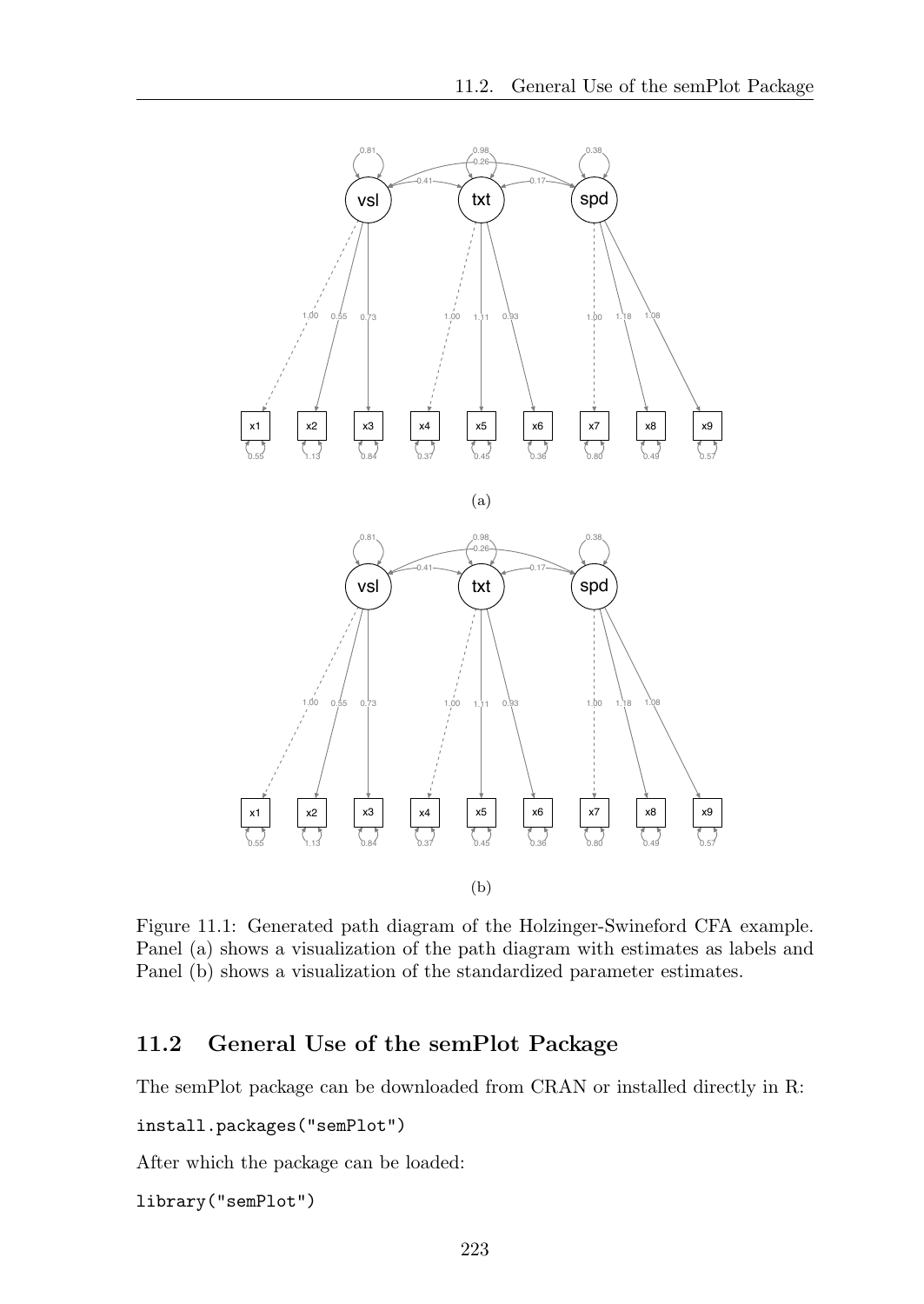(a)

(b)

Figure 11.1: Generated path diagram of the Holzinger-Swineford CFA example. Panel (a) shows a visualization of the path diagram with estimates as labels and Panel (b) shows a visualization of the standardized parameter estimates.

## 11.2 General Use of the semPlot Package

The semPlot package can be downloaded from CRAN or installed directly in R:

```
install.packages("semPlot")
```

After which the package can be loaded:

```
library("semPlot")
```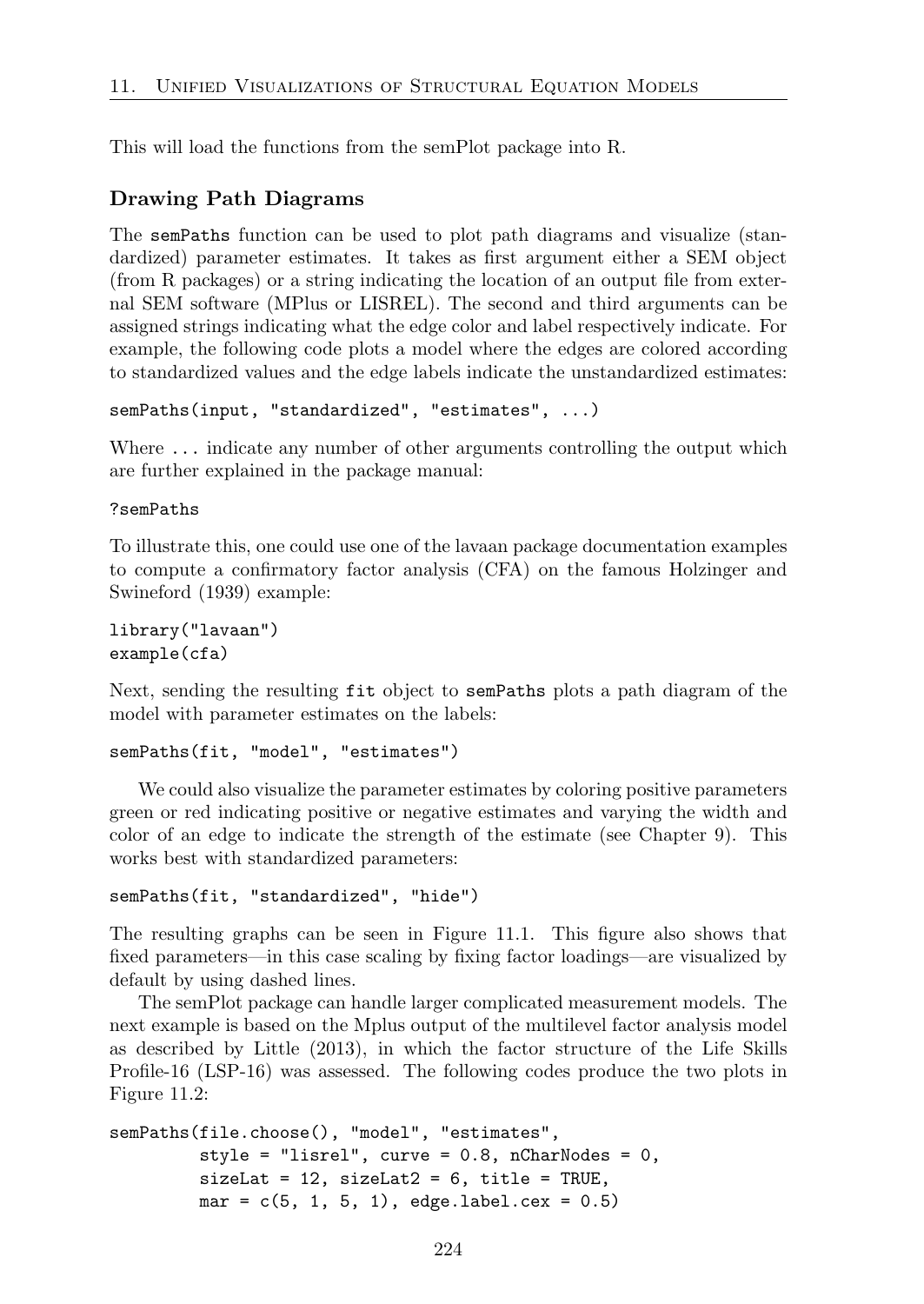This will load the functions from the semPlot package into R.

### Drawing Path Diagrams

The `semPaths` function can be used to plot path diagrams and visualize (standardized) parameter estimates. It takes as first argument either a SEM object (from R packages) or a string indicating the location of an output file from external SEM software (MPlus or LISREL). The second and third arguments can be assigned strings indicating what the edge color and label respectively indicate. For example, the following code plots a model where the edges are colored according to standardized values and the edge labels indicate the unstandardized estimates:

```
semPaths(input, "standardized", "estimates", ...)
```

Where `...` indicate any number of other arguments controlling the output which are further explained in the package manual:

```
?semPaths
```

To illustrate this, one could use one of the lavaan package documentation examples to compute a confirmatory factor analysis (CFA) on the famous Holzinger and Swineford (1939) example:

```
library("lavaan")
example(cfa)
```

Next, sending the resulting `fit` object to `semPaths` plots a path diagram of the model with parameter estimates on the labels:

```
semPaths(fit, "model", "estimates")
```

We could also visualize the parameter estimates by coloring positive parameters green or red indicating positive or negative estimates and varying the width and color of an edge to indicate the strength of the estimate (see Chapter 9). This works best with standardized parameters:

```
semPaths(fit, "standardized", "hide")
```

The resulting graphs can be seen in Figure 11.1. This figure also shows that fixed parameters—in this case scaling by fixing factor loadings—are visualized by default by using dashed lines.

The semPlot package can handle larger complicated measurement models. The next example is based on the Mplus output of the multilevel factor analysis model as described by Little (2013), in which the factor structure of the Life Skills Profile-16 (LSP-16) was assessed. The following codes produce the two plots in Figure 11.2:

```
semPaths(file.choose(), "model", "estimates",
         style = "lisrel", curve = 0.8, nCharNodes = 0,
         sizeLat = 12, sizeLat2 = 6, title = TRUE,
         mar = c(5, 1, 5, 1), edge.label.cex = 0.5)
```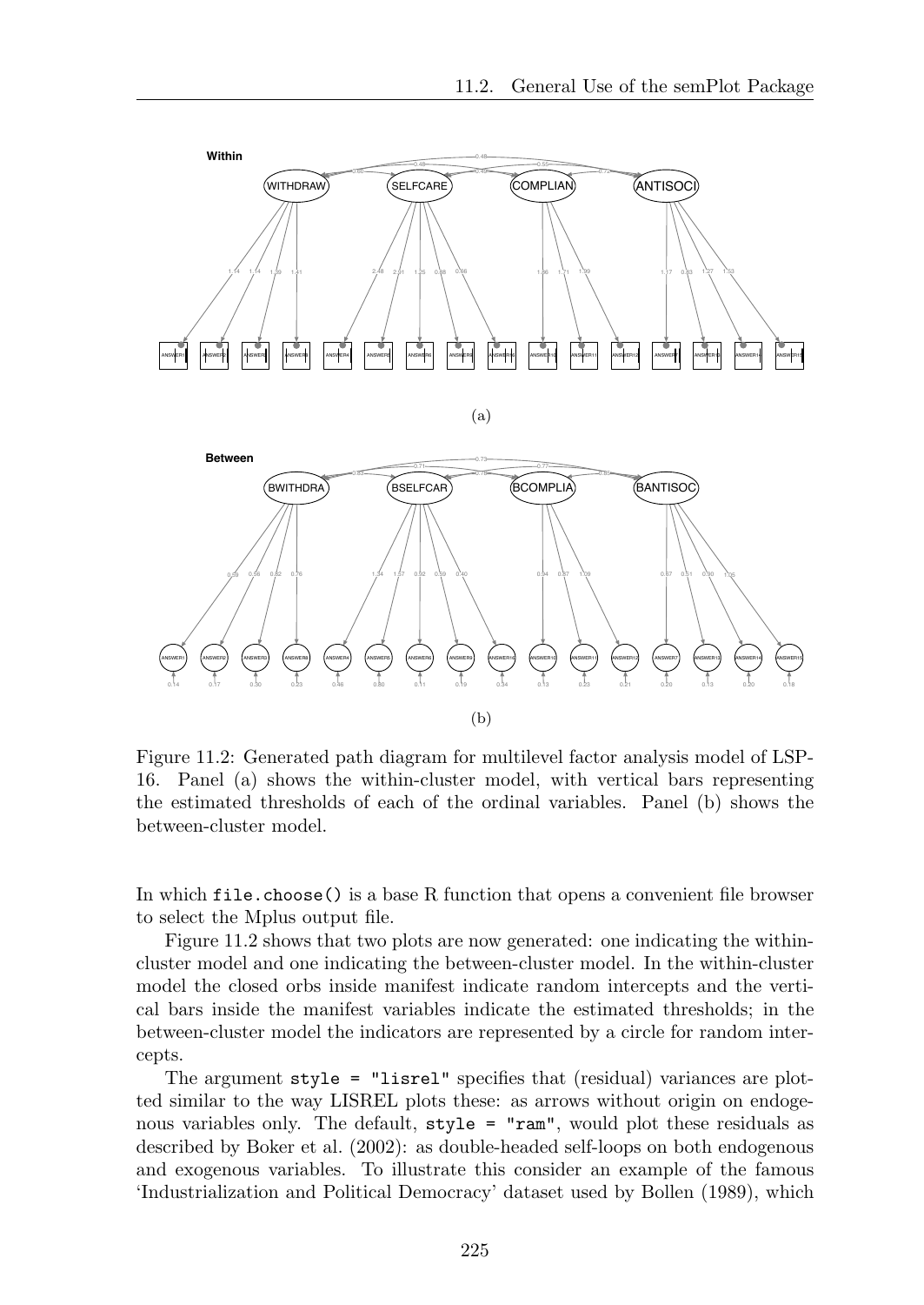Figure 11.2: Generated path diagram for multilevel factor analysis model of LSP-16. Panel (a) shows the within-cluster model, with vertical bars representing the estimated thresholds of each of the ordinal variables. Panel (b) shows the between-cluster model.

In which `file.choose()` is a base R function that opens a convenient file browser to select the Mplus output file.

Figure 11.2 shows that two plots are now generated: one indicating the within-cluster model and one indicating the between-cluster model. In the within-cluster model the closed orbs inside manifest indicate random intercepts and the vertical bars inside the manifest variables indicate the estimated thresholds; in the between-cluster model the indicators are represented by a circle for random intercepts.

The argument `style = "lisrel"` specifies that (residual) variances are plotted similar to the way LISREL plots these: as arrows without origin on endogenous variables only. The default, `style = "ram"`, would plot these residuals as described by Boker et al. (2002): as double-headed self-loops on both endogenous and exogenous variables. To illustrate this consider an example of the famous 'Industrialization and Political Democracy' dataset used by Bollen (1989), which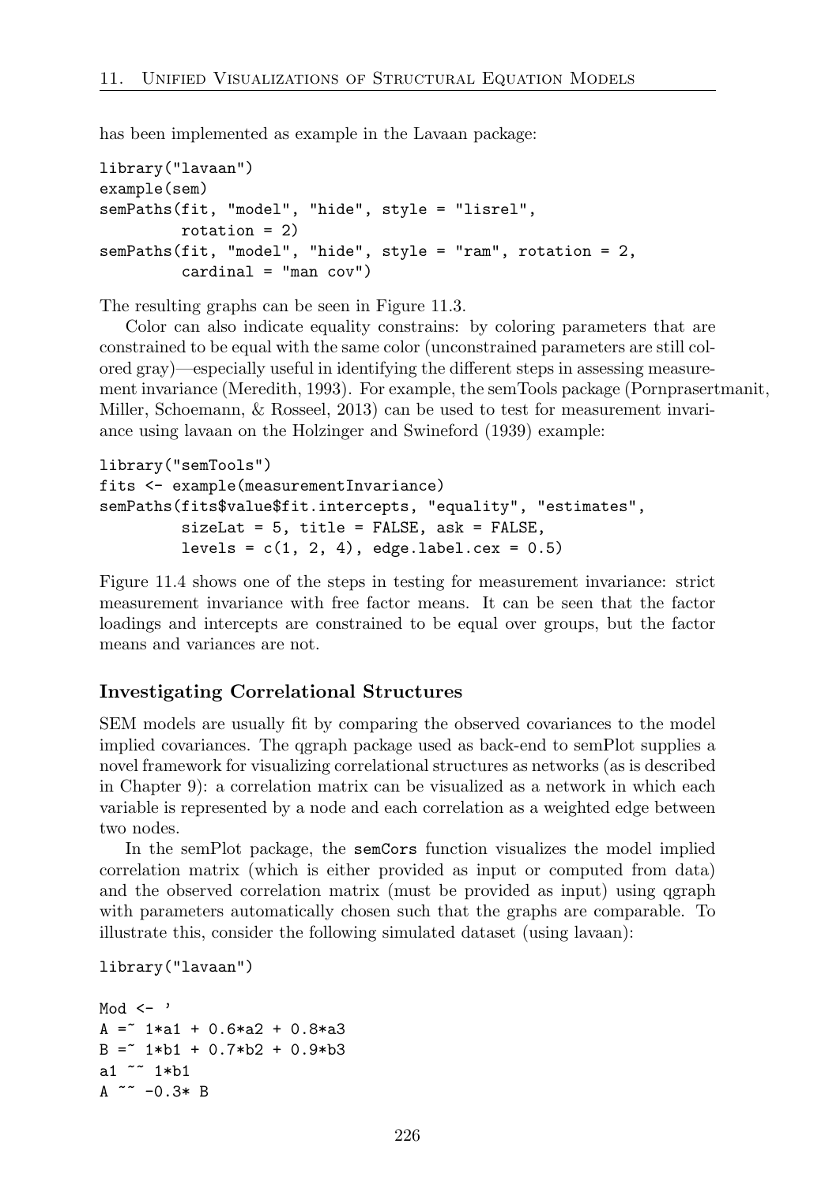has been implemented as example in the Lavaan package:

```
library("lavaan")
example(sem)
semPaths(fit, "model", "hide", style = "lisrel",
         rotation = 2)
semPaths(fit, "model", "hide", style = "ram", rotation = 2,
         cardinal = "man cov")
```

The resulting graphs can be seen in Figure 11.3.

Color can also indicate equality constrains: by coloring parameters that are constrained to be equal with the same color (unconstrained parameters are still colored gray)—especially useful in identifying the different steps in assessing measurement invariance (Meredith, 1993). For example, the semTools package (Pornprasertmanit, Miller, Schoemann, & Rosseel, 2013) can be used to test for measurement invariance using lavaan on the Holzinger and Swineford (1939) example:

```
library("semTools")
fits <- example(measurementInvariance)
semPaths(fits$value$fit.intercepts, "equality", "estimates",
         sizeLat = 5, title = FALSE, ask = FALSE,
         levels = c(1, 2, 4), edge.label.cex = 0.5)
```

Figure 11.4 shows one of the steps in testing for measurement invariance: strict measurement invariance with free factor means. It can be seen that the factor loadings and intercepts are constrained to be equal over groups, but the factor means and variances are not.

### Investigating Correlational Structures

SEM models are usually fit by comparing the observed covariances to the model implied covariances. The qgraph package used as back-end to semPlot supplies a novel framework for visualizing correlational structures as networks (as is described in Chapter 9): a correlation matrix can be visualized as a network in which each variable is represented by a node and each correlation as a weighted edge between two nodes.

In the semPlot package, the `semCors` function visualizes the model implied correlation matrix (which is either provided as input or computed from data) and the observed correlation matrix (must be provided as input) using qgraph with parameters automatically chosen such that the graphs are comparable. To illustrate this, consider the following simulated dataset (using lavaan):

```
library("lavaan")

Mod <- '
A =~ 1*a1 + 0.6*a2 + 0.8*a3
B =~ 1*b1 + 0.7*b2 + 0.9*b3
a1 ~~ 1*b1
A ~~ -0.3* B
```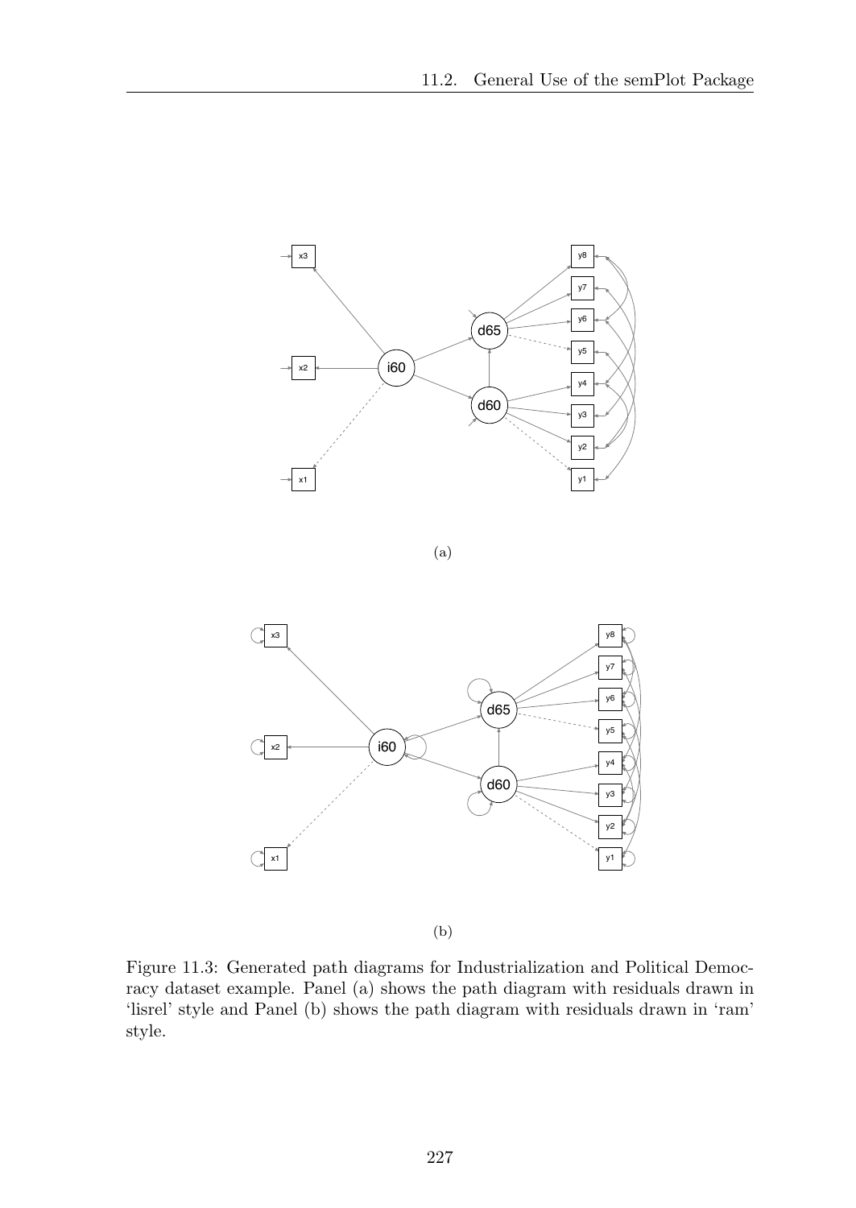(a)

(b)

Figure 11.3: Generated path diagrams for Industrialization and Political Democracy dataset example. Panel (a) shows the path diagram with residuals drawn in 'lisrel' style and Panel (b) shows the path diagram with residuals drawn in 'ram' style.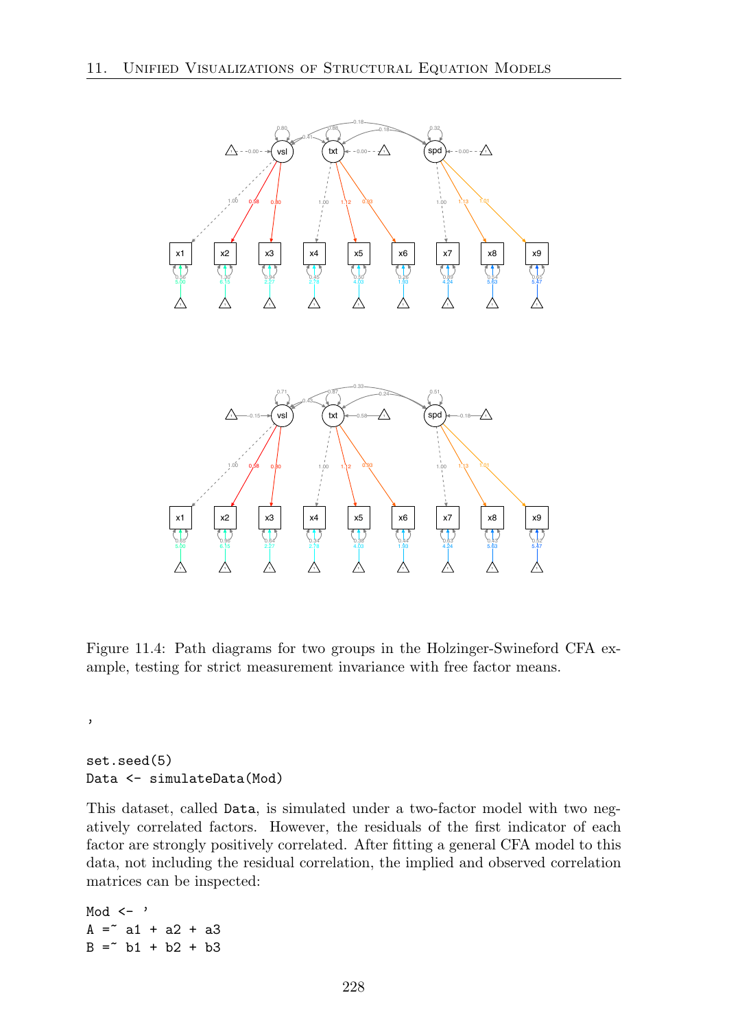Figure 11.4: Path diagrams for two groups in the Holzinger-Swineford CFA example, testing for strict measurement invariance with free factor means.

```
'

set.seed(5)
Data <- simulateData(Mod)
```

This dataset, called `Data`, is simulated under a two-factor model with two negatively correlated factors. However, the residuals of the first indicator of each factor are strongly positively correlated. After fitting a general CFA model to this data, not including the residual correlation, the implied and observed correlation matrices can be inspected:

```
Mod <- '
A =~ a1 + a2 + a3
B =~ b1 + b2 + b3
```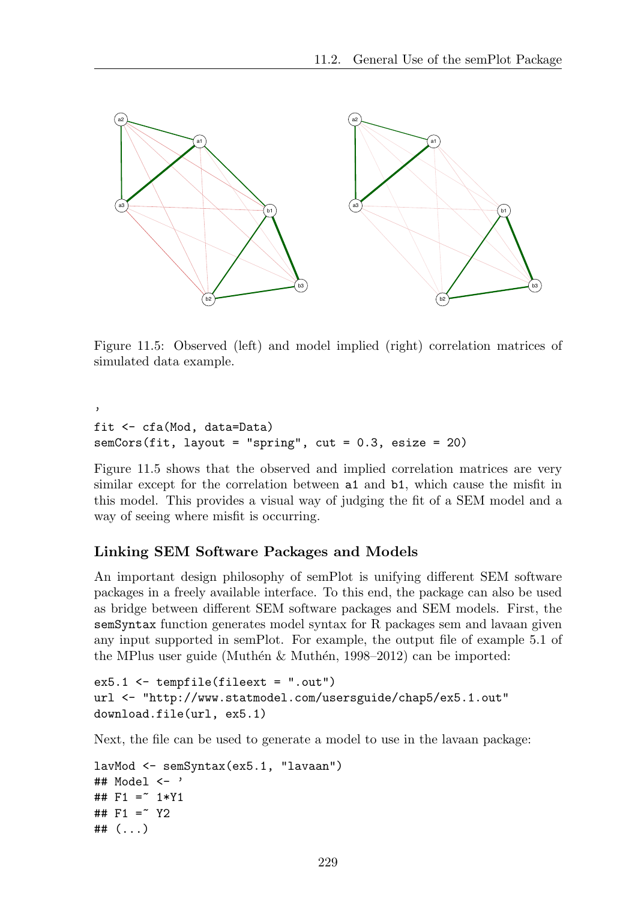Figure 11.5: Observed (left) and model implied (right) correlation matrices of simulated data example.

```
'
fit <- cfa(Mod, data=Data)
semCors(fit, layout = "spring", cut = 0.3, esize = 20)
```

Figure 11.5 shows that the observed and implied correlation matrices are very similar except for the correlation between a1 and b1, which cause the misfit in this model. This provides a visual way of judging the fit of a SEM model and a way of seeing where misfit is occurring.

### Linking SEM Software Packages and Models

An important design philosophy of semPlot is unifying different SEM software packages in a freely available interface. To this end, the package can also be used as bridge between different SEM software packages and SEM models. First, the `semSyntax` function generates model syntax for R packages sem and lavaan given any input supported in semPlot. For example, the output file of example 5.1 of the MPlus user guide (Muthén & Muthén, 1998–2012) can be imported:

```
ex5.1 <- tempfile(fileext = ".out")
url <- "http://www.statmodel.com/usersguide/chap5/ex5.1.out"
download.file(url, ex5.1)
```

Next, the file can be used to generate a model to use in the lavaan package:

```
lavMod <- semSyntax(ex5.1, "lavaan")
## Model <- '
## F1 =~ 1*Y1
## F1 =~ Y2
## (...)
```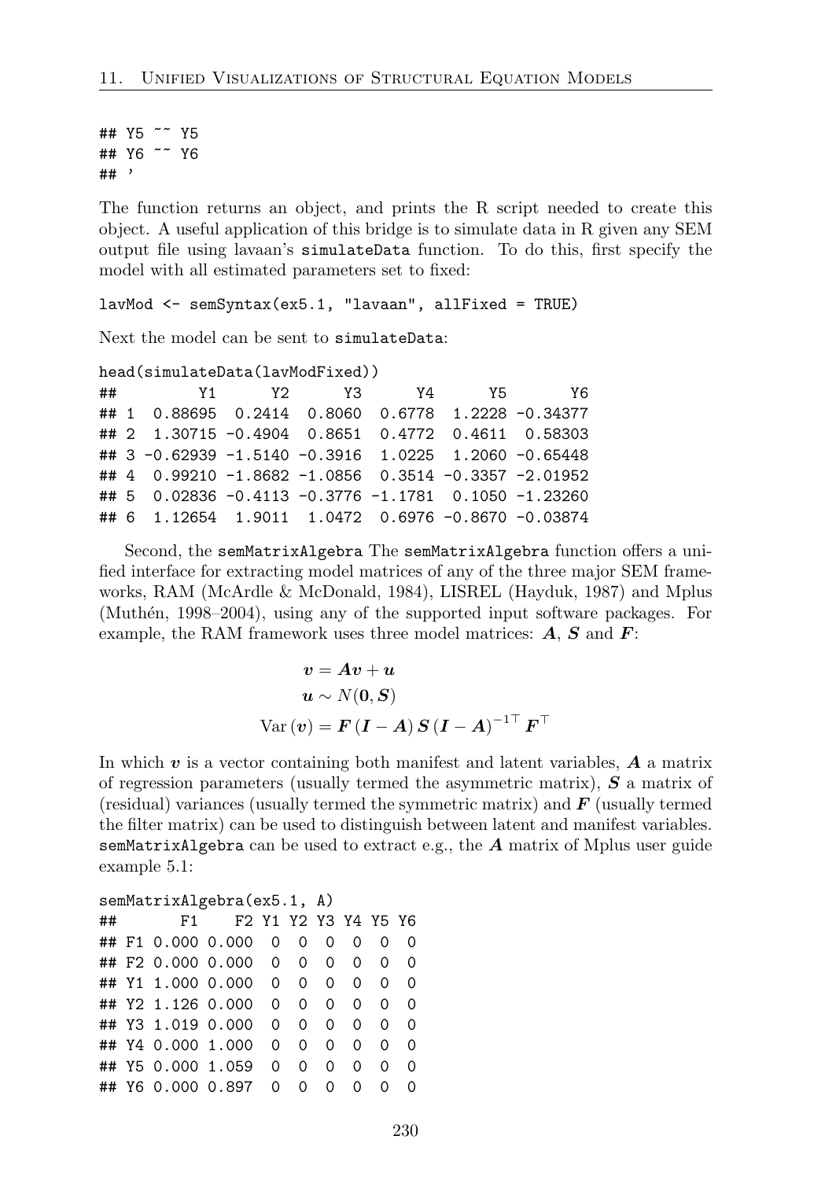```
## Y5 ~~ Y5
## Y6 ~~ Y6
## '
```

The function returns an object, and prints the R script needed to create this object. A useful application of this bridge is to simulate data in R given any SEM output file using lavaan's `simulateData` function. To do this, first specify the model with all estimated parameters set to fixed:

```
lavMod <- semSyntax(ex5.1, "lavaan", allFixed = TRUE)
```

Next the model can be sent to `simulateData`:

```
head(simulateData(lavModFixed))
##         Y1      Y2      Y3      Y4      Y5       Y6
## 1  0.88695  0.2414  0.8060  0.6778  1.2228 -0.34377
## 2  1.30715 -0.4904  0.8651  0.4772  0.4611  0.58303
## 3 -0.62939 -1.5140 -0.3916  1.0225  1.2060 -0.65448
## 4  0.99210 -1.8682 -1.0856  0.3514 -0.3357 -2.01952
## 5  0.02836 -0.4113 -0.3776 -1.1781  0.1050 -1.23260
## 6  1.12654  1.9011  1.0472  0.6976 -0.8670 -0.03874
```

Second, the `semMatrixAlgebra` The `semMatrixAlgebra` function offers a unified interface for extracting model matrices of any of the three major SEM frameworks, RAM (McArdle & McDonald, 1984), LISREL (Hayduk, 1987) and Mplus (Muthén, 1998–2004), using any of the supported input software packages. For example, the RAM framework uses three model matrices: $\boldsymbol{A}$, $\boldsymbol{S}$ and $\boldsymbol{F}$:

$$
\begin{aligned}
\boldsymbol{v} &= \boldsymbol{A}\boldsymbol{v} + \boldsymbol{u} \\
\boldsymbol{u} &\sim N(\boldsymbol{0}, \boldsymbol{S}) \\
\mathrm{Var}\left(\boldsymbol{v}\right) &= \boldsymbol{F}\left(\boldsymbol{I} - \boldsymbol{A}\right)\boldsymbol{S}\left(\boldsymbol{I} - \boldsymbol{A}\right)^{-1\top}\boldsymbol{F}^{\top}
\end{aligned}
$$

In which $\boldsymbol{v}$ is a vector containing both manifest and latent variables, $\boldsymbol{A}$ a matrix of regression parameters (usually termed the asymmetric matrix), $\boldsymbol{S}$ a matrix of (residual) variances (usually termed the symmetric matrix) and $\boldsymbol{F}$ (usually termed the filter matrix) can be used to distinguish between latent and manifest variables. `semMatrixAlgebra` can be used to extract e.g., the $\boldsymbol{A}$ matrix of Mplus user guide example 5.1:

```
semMatrixAlgebra(ex5.1, A)
##       F1    F2 Y1 Y2 Y3 Y4 Y5 Y6
## F1 0.000 0.000  0  0  0  0  0  0
## F2 0.000 0.000  0  0  0  0  0  0
## Y1 1.000 0.000  0  0  0  0  0  0
## Y2 1.126 0.000  0  0  0  0  0  0
## Y3 1.019 0.000  0  0  0  0  0  0
## Y4 0.000 1.000  0  0  0  0  0  0
## Y5 0.000 1.059  0  0  0  0  0  0
## Y6 0.000 0.897  0  0  0  0  0  0
```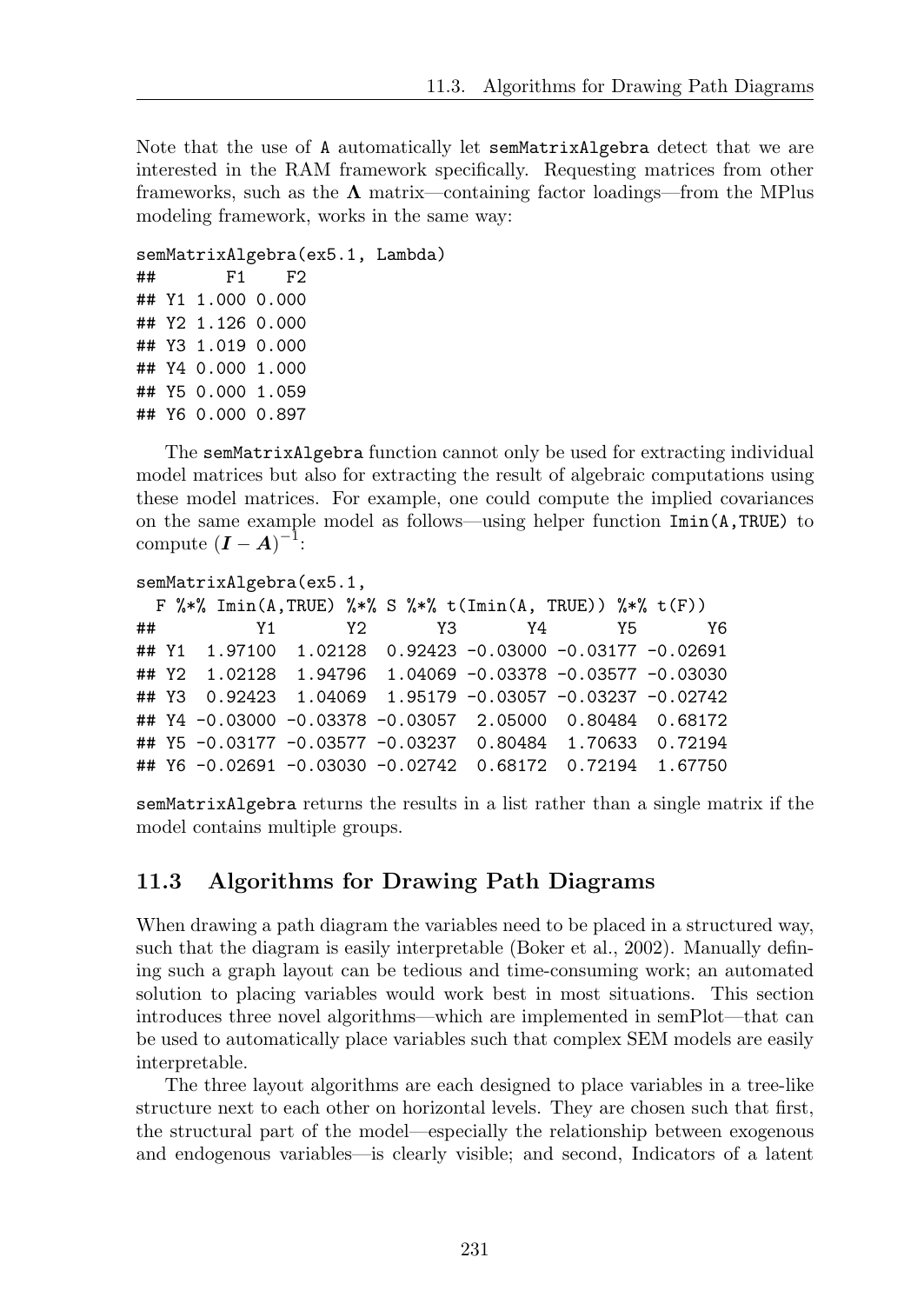Note that the use of `A` automatically let `semMatrixAlgebra` detect that we are interested in the RAM framework specifically. Requesting matrices from other frameworks, such as the $\boldsymbol{\Lambda}$ matrix—containing factor loadings—from the MPlus modeling framework, works in the same way:

```
semMatrixAlgebra(ex5.1, Lambda)
##       F1    F2
## Y1 1.000 0.000
## Y2 1.126 0.000
## Y3 1.019 0.000
## Y4 0.000 1.000
## Y5 0.000 1.059
## Y6 0.000 0.897
```

The `semMatrixAlgebra` function cannot only be used for extracting individual model matrices but also for extracting the result of algebraic computations using these model matrices. For example, one could compute the implied covariances on the same example model as follows—using helper function `Imin(A,TRUE)` to compute $(\boldsymbol{I} - \boldsymbol{A})^{-1}$:

```
semMatrixAlgebra(ex5.1,
  F %*% Imin(A,TRUE) %*% S %*% t(Imin(A, TRUE)) %*% t(F))
##          Y1       Y2       Y3       Y4       Y5       Y6
## Y1  1.97100  1.02128  0.92423 -0.03000 -0.03177 -0.02691
## Y2  1.02128  1.94796  1.04069 -0.03378 -0.03577 -0.03030
## Y3  0.92423  1.04069  1.95179 -0.03057 -0.03237 -0.02742
## Y4 -0.03000 -0.03378 -0.03057  2.05000  0.80484  0.68172
## Y5 -0.03177 -0.03577 -0.03237  0.80484  1.70633  0.72194
## Y6 -0.02691 -0.03030 -0.02742  0.68172  0.72194  1.67750
```

`semMatrixAlgebra` returns the results in a list rather than a single matrix if the model contains multiple groups.

## 11.3 Algorithms for Drawing Path Diagrams

When drawing a path diagram the variables need to be placed in a structured way, such that the diagram is easily interpretable (Boker et al., 2002). Manually defining such a graph layout can be tedious and time-consuming work; an automated solution to placing variables would work best in most situations. This section introduces three novel algorithms—which are implemented in semPlot—that can be used to automatically place variables such that complex SEM models are easily interpretable.

The three layout algorithms are each designed to place variables in a tree-like structure next to each other on horizontal levels. They are chosen such that first, the structural part of the model—especially the relationship between exogenous and endogenous variables—is clearly visible; and second, Indicators of a latent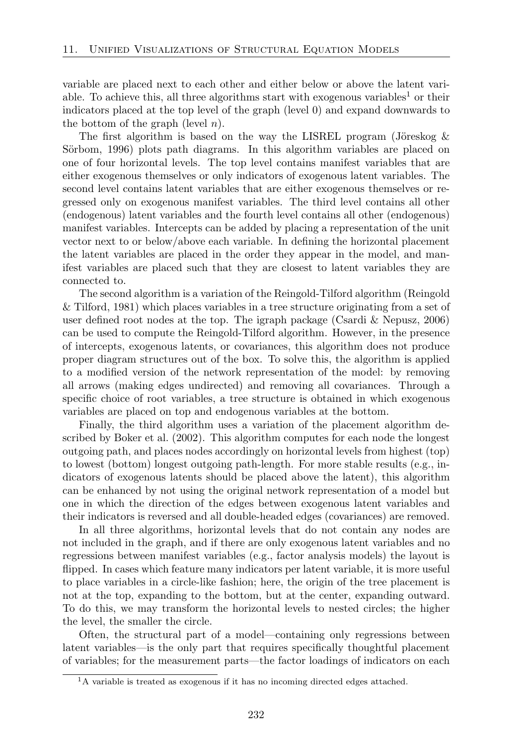variable are placed next to each other and either below or above the latent variable. To achieve this, all three algorithms start with exogenous variables[1] or their indicators placed at the top level of the graph (level 0) and expand downwards to the bottom of the graph (level $n$).

The first algorithm is based on the way the LISREL program (Jöreskog & Sörbom, 1996) plots path diagrams. In this algorithm variables are placed on one of four horizontal levels. The top level contains manifest variables that are either exogenous themselves or only indicators of exogenous latent variables. The second level contains latent variables that are either exogenous themselves or regressed only on exogenous manifest variables. The third level contains all other (endogenous) latent variables and the fourth level contains all other (endogenous) manifest variables. Intercepts can be added by placing a representation of the unit vector next to or below/above each variable. In defining the horizontal placement the latent variables are placed in the order they appear in the model, and manifest variables are placed such that they are closest to latent variables they are connected to.

The second algorithm is a variation of the Reingold-Tilford algorithm (Reingold & Tilford, 1981) which places variables in a tree structure originating from a set of user defined root nodes at the top. The igraph package (Csardi & Nepusz, 2006) can be used to compute the Reingold-Tilford algorithm. However, in the presence of intercepts, exogenous latents, or covariances, this algorithm does not produce proper diagram structures out of the box. To solve this, the algorithm is applied to a modified version of the network representation of the model: by removing all arrows (making edges undirected) and removing all covariances. Through a specific choice of root variables, a tree structure is obtained in which exogenous variables are placed on top and endogenous variables at the bottom.

Finally, the third algorithm uses a variation of the placement algorithm described by Boker et al. (2002). This algorithm computes for each node the longest outgoing path, and places nodes accordingly on horizontal levels from highest (top) to lowest (bottom) longest outgoing path-length. For more stable results (e.g., indicators of exogenous latents should be placed above the latent), this algorithm can be enhanced by not using the original network representation of a model but one in which the direction of the edges between exogenous latent variables and their indicators is reversed and all double-headed edges (covariances) are removed.

In all three algorithms, horizontal levels that do not contain any nodes are not included in the graph, and if there are only exogenous latent variables and no regressions between manifest variables (e.g., factor analysis models) the layout is flipped. In cases which feature many indicators per latent variable, it is more useful to place variables in a circle-like fashion; here, the origin of the tree placement is not at the top, expanding to the bottom, but at the center, expanding outward. To do this, we may transform the horizontal levels to nested circles; the higher the level, the smaller the circle.

Often, the structural part of a model—containing only regressions between latent variables—is the only part that requires specifically thoughtful placement of variables; for the measurement parts—the factor loadings of indicators on each

[1] A variable is treated as exogenous if it has no incoming directed edges attached.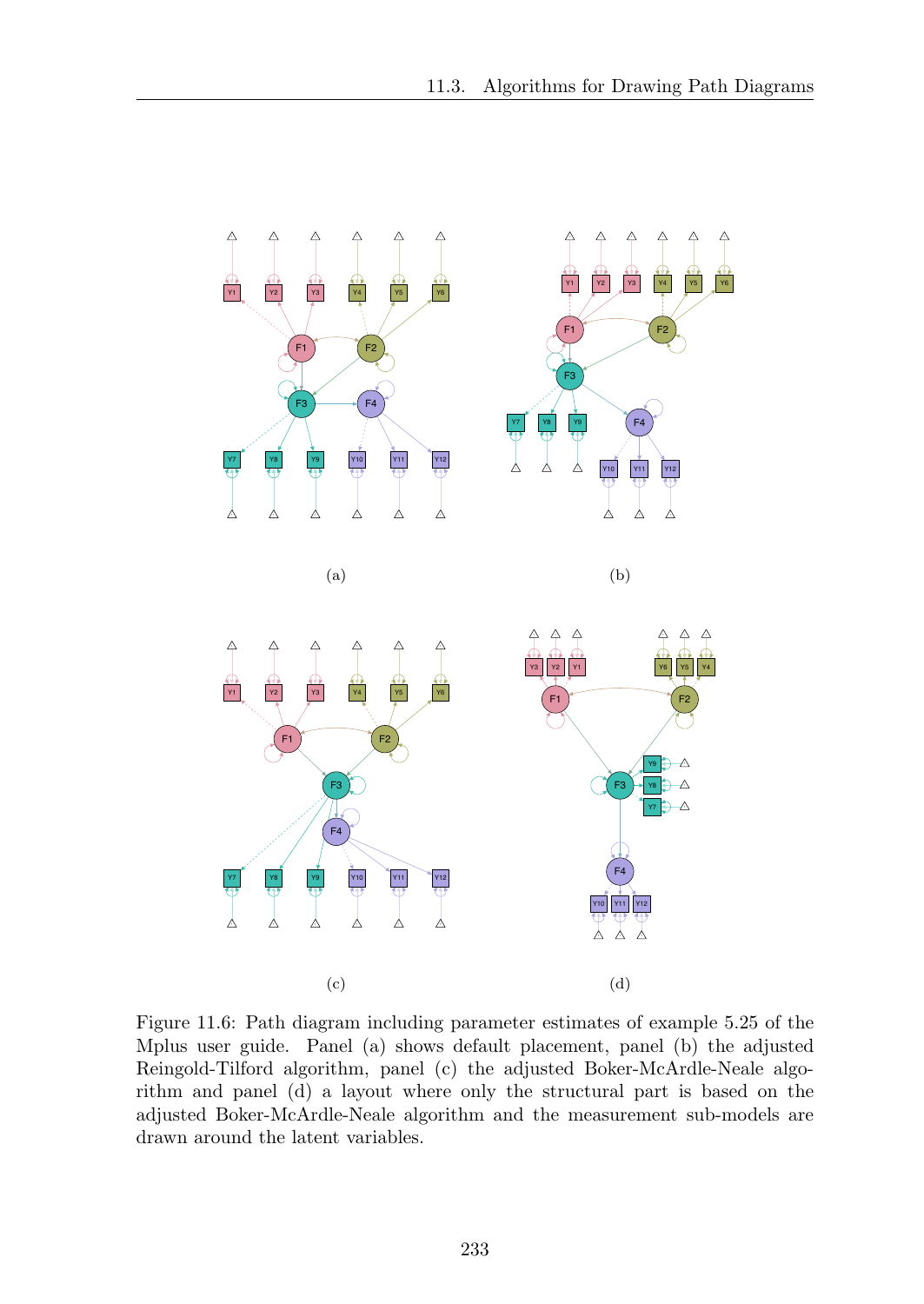(a)

(b)

(c)

(d)

Figure 11.6: Path diagram including parameter estimates of example 5.25 of the Mplus user guide. Panel (a) shows default placement, panel (b) the adjusted Reingold-Tilford algorithm, panel (c) the adjusted Boker-McArdle-Neale algorithm and panel (d) a layout where only the structural part is based on the adjusted Boker-McArdle-Neale algorithm and the measurement sub-models are drawn around the latent variables.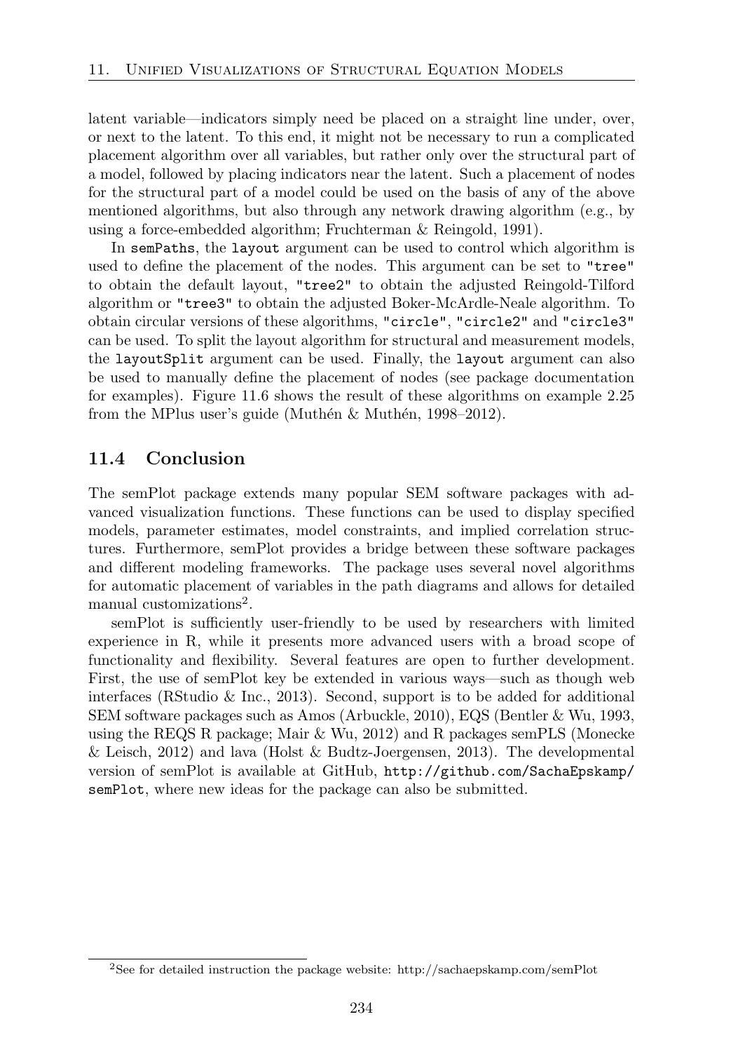latent variable—indicators simply need be placed on a straight line under, over, or next to the latent. To this end, it might not be necessary to run a complicated placement algorithm over all variables, but rather only over the structural part of a model, followed by placing indicators near the latent. Such a placement of nodes for the structural part of a model could be used on the basis of any of the above mentioned algorithms, but also through any network drawing algorithm (e.g., by using a force-embedded algorithm; Fruchterman & Reingold, 1991).

In `semPaths`, the `layout` argument can be used to control which algorithm is used to define the placement of the nodes. This argument can be set to `"tree"` to obtain the default layout, `"tree2"` to obtain the adjusted Reingold-Tilford algorithm or `"tree3"` to obtain the adjusted Boker-McArdle-Neale algorithm. To obtain circular versions of these algorithms, `"circle"`, `"circle2"` and `"circle3"` can be used. To split the layout algorithm for structural and measurement models, the `layoutSplit` argument can be used. Finally, the `layout` argument can also be used to manually define the placement of nodes (see package documentation for examples). Figure 11.6 shows the result of these algorithms on example 2.25 from the MPlus user's guide (Muthén & Muthén, 1998–2012).

## 11.4 Conclusion

The semPlot package extends many popular SEM software packages with advanced visualization functions. These functions can be used to display specified models, parameter estimates, model constraints, and implied correlation structures. Furthermore, semPlot provides a bridge between these software packages and different modeling frameworks. The package uses several novel algorithms for automatic placement of variables in the path diagrams and allows for detailed manual customizations[2].

semPlot is sufficiently user-friendly to be used by researchers with limited experience in R, while it presents more advanced users with a broad scope of functionality and flexibility. Several features are open to further development. First, the use of semPlot key be extended in various ways—such as though web interfaces (RStudio & Inc., 2013). Second, support is to be added for additional SEM software packages such as Amos (Arbuckle, 2010), EQS (Bentler & Wu, 1993, using the REQS R package; Mair & Wu, 2012) and R packages semPLS (Monecke & Leisch, 2012) and lava (Holst & Budtz-Joergensen, 2013). The developmental version of semPlot is available at GitHub, `http://github.com/SachaEpskamp/semPlot`, where new ideas for the package can also be submitted.

[2] See for detailed instruction the package website: http://sachaepskamp.com/semPlot